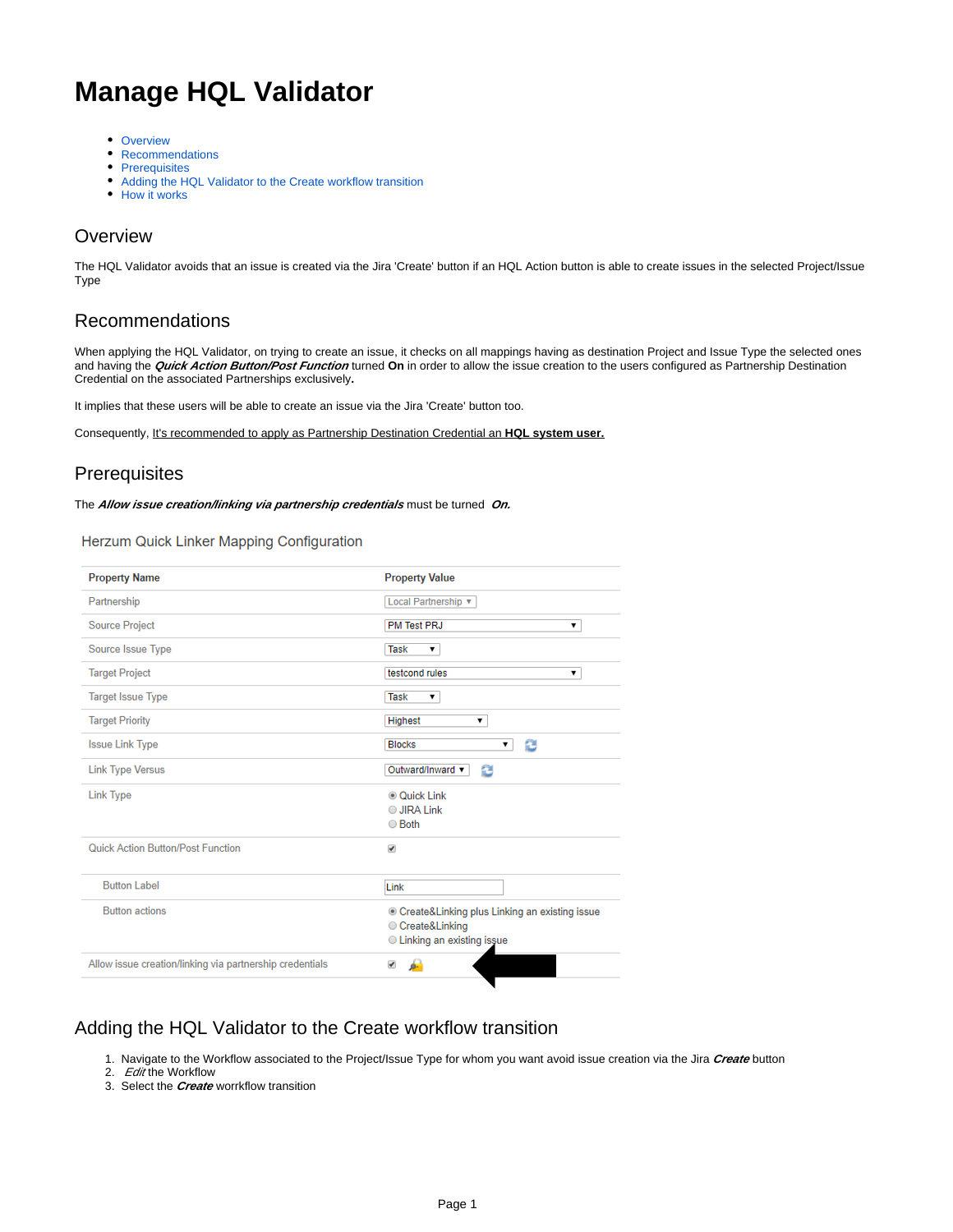# Manage HQL Validator

- Overview
- Recommendations
- Prerequisites
- Adding the HQL Validator to the Create workflow transition
- How it works

## Overview

The HQL Validator avoids that an issue is created via the Jira 'Create' button if an HQL Action button is able to create issues in the selected Project/Issue Type

## Recommendations

When applying the HQL Validator, on trying to create an issue, it checks on all mappings having as destination Project and Issue Type the selected ones and having the ***Quick Action Button/Post Function*** turned **On** in order to allow the issue creation to the users configured as Partnership Destination Credential on the associated Partnerships exclusively**.**

It implies that these users will be able to create an issue via the Jira 'Create' button too.

Consequently, It's recommended to apply as Partnership Destination Credential an **HQL system user.**

## Prerequisites

The ***Allow issue creation/linking via partnership credentials*** must be turned ***On.***

### Herzum Quick Linker Mapping Configuration

| Property Name | Property Value |
|---|---|
| Partnership | Local Partnership ▼ |
| Source Project | PM Test PRJ ▼ |
| Source Issue Type | Task ▼ |
| Target Project | testcond rules ▼ |
| Target Issue Type | Task ▼ |
| Target Priority | Highest ▼ |
| Issue Link Type | Blocks ▼ |
| Link Type Versus | Outward/Inward ▼ |
| Link Type | (●) Quick Link<br>( ) JIRA Link<br>( ) Both |
| Quick Action Button/Post Function | ☑ |
| Button Label | Link |
| Button actions | (●) Create&Linking plus Linking an existing issue<br>( ) Create&Linking<br>( ) Linking an existing issue |
| Allow issue creation/linking via partnership credentials | ☑ |

## Adding the HQL Validator to the Create workflow transition

1. Navigate to the Workflow associated to the Project/Issue Type for whom you want avoid issue creation via the Jira ***Create*** button
2. *Edit* the Workflow
3. Select the ***Create*** worrkflow transition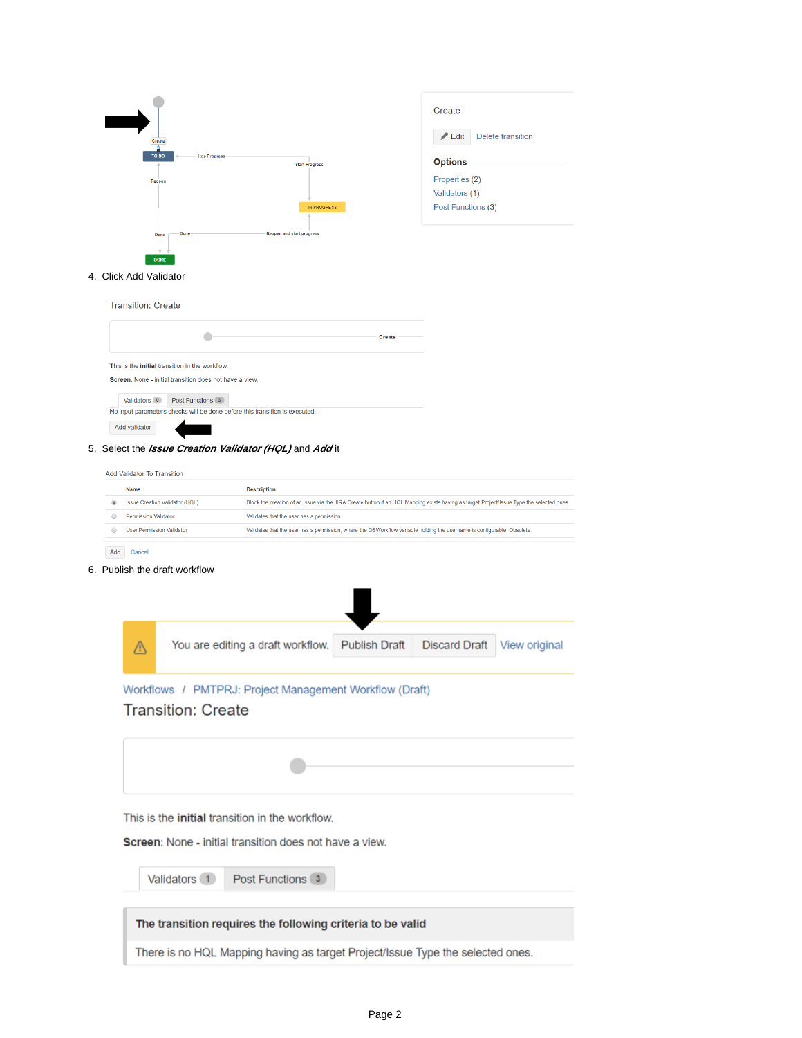4. Click Add Validator

5. Select the ***Issue Creation Validator (HQL)*** and ***Add*** it

6. Publish the draft workflow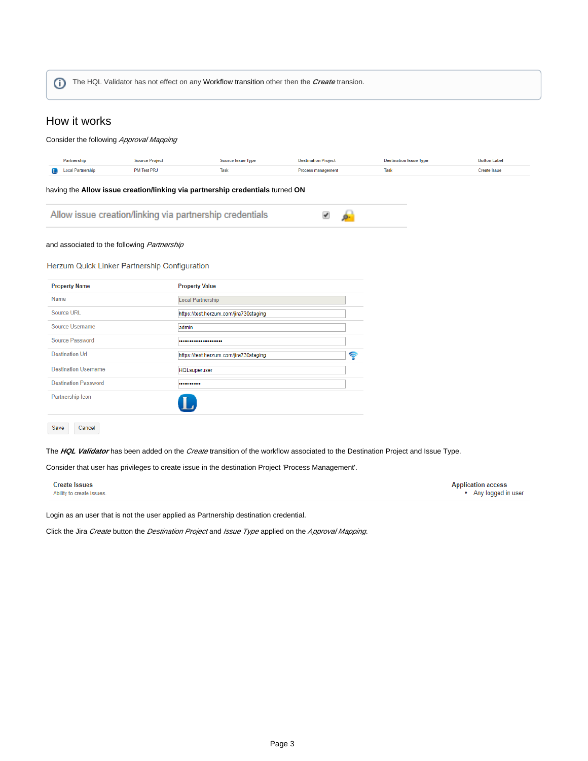The HQL Validator has not effect on any Workflow transition other then the ***Create*** transion.

## How it works

Consider the following *Approval Mapping*

| Partnership | Source Project | Source Issue Type | Destination Project | Destination Issue Type | Button Label |
|---|---|---|---|---|---|
| Local Partnership | PM Test PRJ | Task | Process management | Task | Create Issue |

having the **Allow issue creation/linking via partnership credentials** turned **ON**

Allow issue creation/linking via partnership credentials ☑

and associated to the following *Partnership*

Herzum Quick Linker Partnership Configuration

| Property Name | Property Value |
|---|---|
| Name | Local Partnership |
| Source URL | https://test.herzum.com/jira730staging |
| Source Username | admin |
| Source Password | •••••••••••••••••••••••• |
| Destination Url | https://test.herzum.com/jira730staging |
| Destination Username | HQLsuperuser |
| Destination Password | •••••••••••• |
| Partnership Icon | |

Save Cancel

The ***HQL Validator*** has been added on the *Create* transition of the workflow associated to the Destination Project and Issue Type.

Consider that user has privileges to create issue in the destination Project 'Process Management'.

| Create Issues<br>Ability to create issues. | Application access<br>• Any logged in user |
|---|---|

Login as an user that is not the user applied as Partnership destination credential.

Click the Jira *Create* button the *Destination Project* and *Issue Type* applied on the *Approval Mapping*.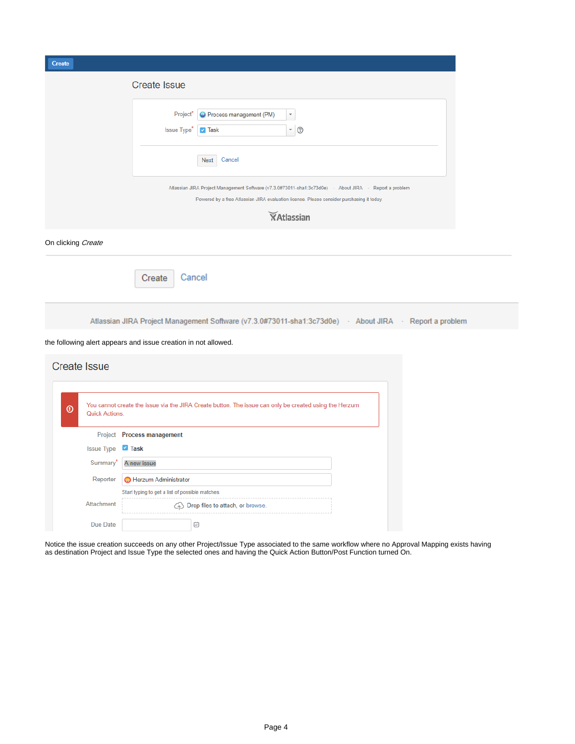On clicking *Create*

the following alert appears and issue creation in not allowed.

Notice the issue creation succeeds on any other Project/Issue Type associated to the same workflow where no Approval Mapping exists having as destination Project and Issue Type the selected ones and having the Quick Action Button/Post Function turned On.